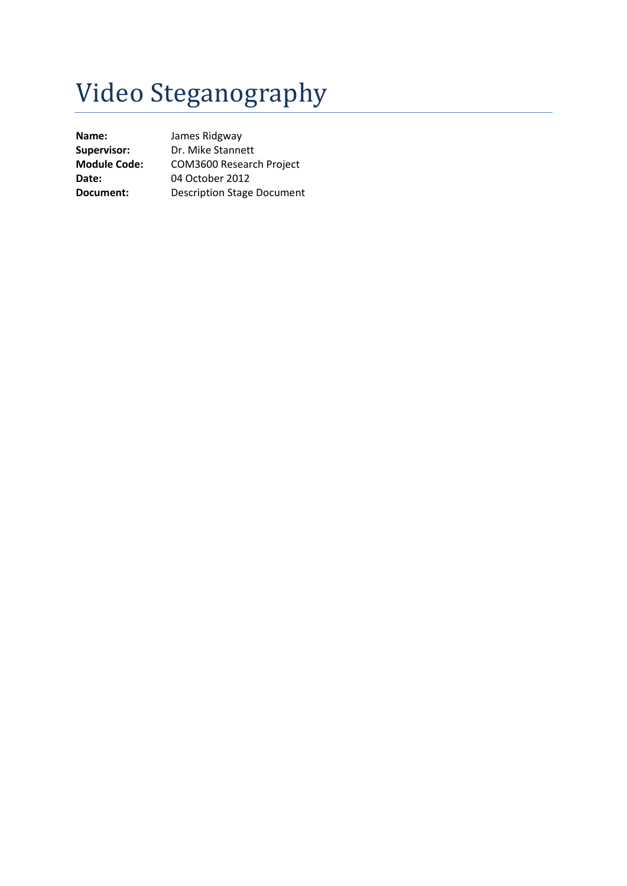# Video Steganography

**Name:** James Ridgway
**Supervisor:** Dr. Mike Stannett
**Module Code:** COM3600 Research Project
**Date:** 04 October 2012
**Document:** Description Stage Document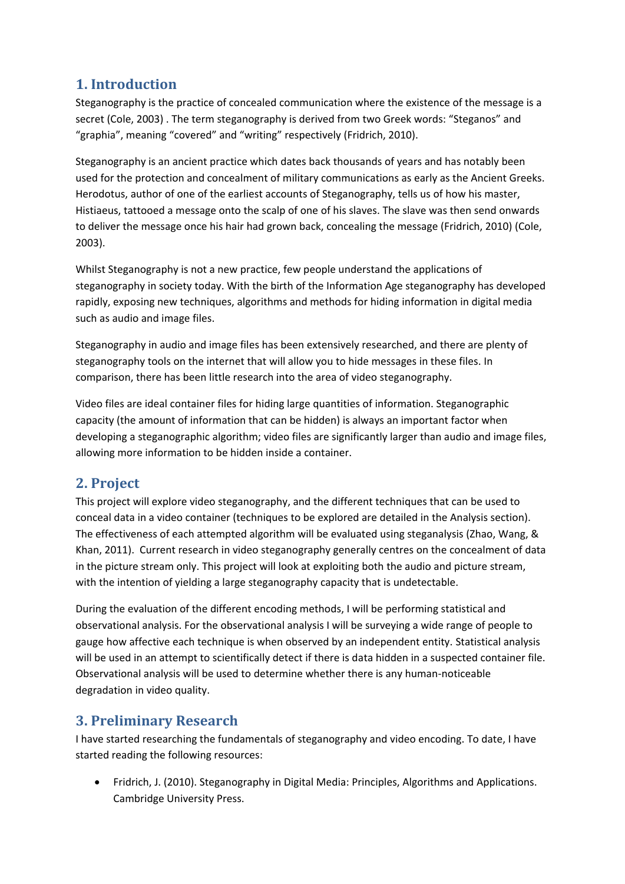## 1. Introduction

Steganography is the practice of concealed communication where the existence of the message is a secret (Cole, 2003) . The term steganography is derived from two Greek words: “Steganos” and “graphia”, meaning “covered” and “writing” respectively (Fridrich, 2010).

Steganography is an ancient practice which dates back thousands of years and has notably been used for the protection and concealment of military communications as early as the Ancient Greeks. Herodotus, author of one of the earliest accounts of Steganography, tells us of how his master, Histiaeus, tattooed a message onto the scalp of one of his slaves. The slave was then send onwards to deliver the message once his hair had grown back, concealing the message (Fridrich, 2010) (Cole, 2003).

Whilst Steganography is not a new practice, few people understand the applications of steganography in society today. With the birth of the Information Age steganography has developed rapidly, exposing new techniques, algorithms and methods for hiding information in digital media such as audio and image files.

Steganography in audio and image files has been extensively researched, and there are plenty of steganography tools on the internet that will allow you to hide messages in these files. In comparison, there has been little research into the area of video steganography.

Video files are ideal container files for hiding large quantities of information. Steganographic capacity (the amount of information that can be hidden) is always an important factor when developing a steganographic algorithm; video files are significantly larger than audio and image files, allowing more information to be hidden inside a container.

## 2. Project

This project will explore video steganography, and the different techniques that can be used to conceal data in a video container (techniques to be explored are detailed in the Analysis section). The effectiveness of each attempted algorithm will be evaluated using steganalysis (Zhao, Wang, & Khan, 2011). Current research in video steganography generally centres on the concealment of data in the picture stream only. This project will look at exploiting both the audio and picture stream, with the intention of yielding a large steganography capacity that is undetectable.

During the evaluation of the different encoding methods, I will be performing statistical and observational analysis. For the observational analysis I will be surveying a wide range of people to gauge how affective each technique is when observed by an independent entity. Statistical analysis will be used in an attempt to scientifically detect if there is data hidden in a suspected container file. Observational analysis will be used to determine whether there is any human-noticeable degradation in video quality.

## 3. Preliminary Research

I have started researching the fundamentals of steganography and video encoding. To date, I have started reading the following resources:

- Fridrich, J. (2010). Steganography in Digital Media: Principles, Algorithms and Applications. Cambridge University Press.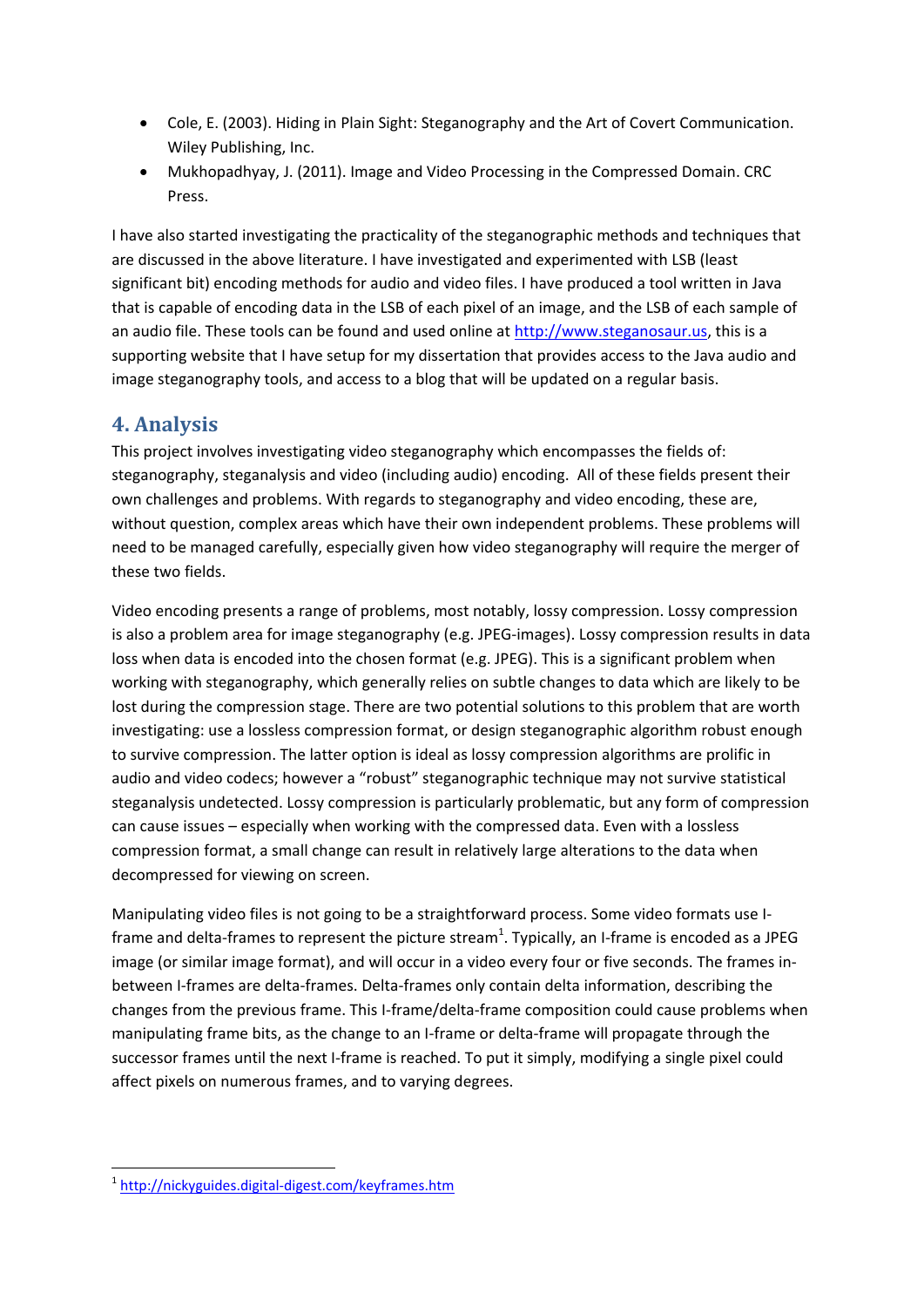- Cole, E. (2003). Hiding in Plain Sight: Steganography and the Art of Covert Communication. Wiley Publishing, Inc.
- Mukhopadhyay, J. (2011). Image and Video Processing in the Compressed Domain. CRC Press.

I have also started investigating the practicality of the steganographic methods and techniques that are discussed in the above literature. I have investigated and experimented with LSB (least significant bit) encoding methods for audio and video files. I have produced a tool written in Java that is capable of encoding data in the LSB of each pixel of an image, and the LSB of each sample of an audio file. These tools can be found and used online at http://www.steganosaur.us, this is a supporting website that I have setup for my dissertation that provides access to the Java audio and image steganography tools, and access to a blog that will be updated on a regular basis.

## 4. Analysis

This project involves investigating video steganography which encompasses the fields of: steganography, steganalysis and video (including audio) encoding. All of these fields present their own challenges and problems. With regards to steganography and video encoding, these are, without question, complex areas which have their own independent problems. These problems will need to be managed carefully, especially given how video steganography will require the merger of these two fields.

Video encoding presents a range of problems, most notably, lossy compression. Lossy compression is also a problem area for image steganography (e.g. JPEG-images). Lossy compression results in data loss when data is encoded into the chosen format (e.g. JPEG). This is a significant problem when working with steganography, which generally relies on subtle changes to data which are likely to be lost during the compression stage. There are two potential solutions to this problem that are worth investigating: use a lossless compression format, or design steganographic algorithm robust enough to survive compression. The latter option is ideal as lossy compression algorithms are prolific in audio and video codecs; however a "robust" steganographic technique may not survive statistical steganalysis undetected. Lossy compression is particularly problematic, but any form of compression can cause issues – especially when working with the compressed data. Even with a lossless compression format, a small change can result in relatively large alterations to the data when decompressed for viewing on screen.

Manipulating video files is not going to be a straightforward process. Some video formats use I-frame and delta-frames to represent the picture stream[1]. Typically, an I-frame is encoded as a JPEG image (or similar image format), and will occur in a video every four or five seconds. The frames in-between I-frames are delta-frames. Delta-frames only contain delta information, describing the changes from the previous frame. This I-frame/delta-frame composition could cause problems when manipulating frame bits, as the change to an I-frame or delta-frame will propagate through the successor frames until the next I-frame is reached. To put it simply, modifying a single pixel could affect pixels on numerous frames, and to varying degrees.

[1] http://nickyguides.digital-digest.com/keyframes.htm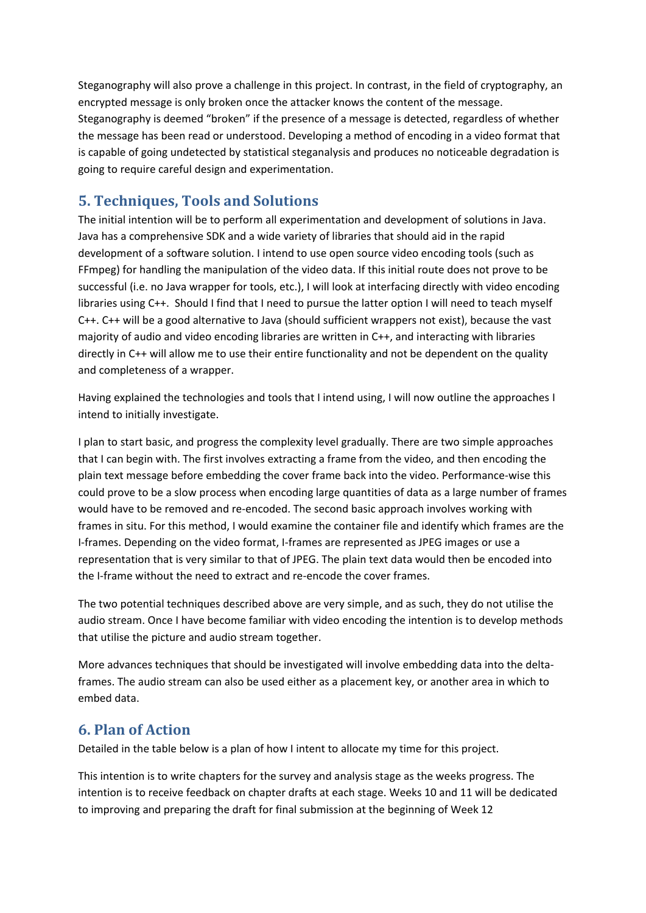Steganography will also prove a challenge in this project. In contrast, in the field of cryptography, an encrypted message is only broken once the attacker knows the content of the message. Steganography is deemed "broken" if the presence of a message is detected, regardless of whether the message has been read or understood. Developing a method of encoding in a video format that is capable of going undetected by statistical steganalysis and produces no noticeable degradation is going to require careful design and experimentation.

## 5. Techniques, Tools and Solutions

The initial intention will be to perform all experimentation and development of solutions in Java. Java has a comprehensive SDK and a wide variety of libraries that should aid in the rapid development of a software solution. I intend to use open source video encoding tools (such as FFmpeg) for handling the manipulation of the video data. If this initial route does not prove to be successful (i.e. no Java wrapper for tools, etc.), I will look at interfacing directly with video encoding libraries using C++. Should I find that I need to pursue the latter option I will need to teach myself C++. C++ will be a good alternative to Java (should sufficient wrappers not exist), because the vast majority of audio and video encoding libraries are written in C++, and interacting with libraries directly in C++ will allow me to use their entire functionality and not be dependent on the quality and completeness of a wrapper.

Having explained the technologies and tools that I intend using, I will now outline the approaches I intend to initially investigate.

I plan to start basic, and progress the complexity level gradually. There are two simple approaches that I can begin with. The first involves extracting a frame from the video, and then encoding the plain text message before embedding the cover frame back into the video. Performance-wise this could prove to be a slow process when encoding large quantities of data as a large number of frames would have to be removed and re-encoded. The second basic approach involves working with frames in situ. For this method, I would examine the container file and identify which frames are the I-frames. Depending on the video format, I-frames are represented as JPEG images or use a representation that is very similar to that of JPEG. The plain text data would then be encoded into the I-frame without the need to extract and re-encode the cover frames.

The two potential techniques described above are very simple, and as such, they do not utilise the audio stream. Once I have become familiar with video encoding the intention is to develop methods that utilise the picture and audio stream together.

More advances techniques that should be investigated will involve embedding data into the delta-frames. The audio stream can also be used either as a placement key, or another area in which to embed data.

## 6. Plan of Action

Detailed in the table below is a plan of how I intent to allocate my time for this project.

This intention is to write chapters for the survey and analysis stage as the weeks progress. The intention is to receive feedback on chapter drafts at each stage. Weeks 10 and 11 will be dedicated to improving and preparing the draft for final submission at the beginning of Week 12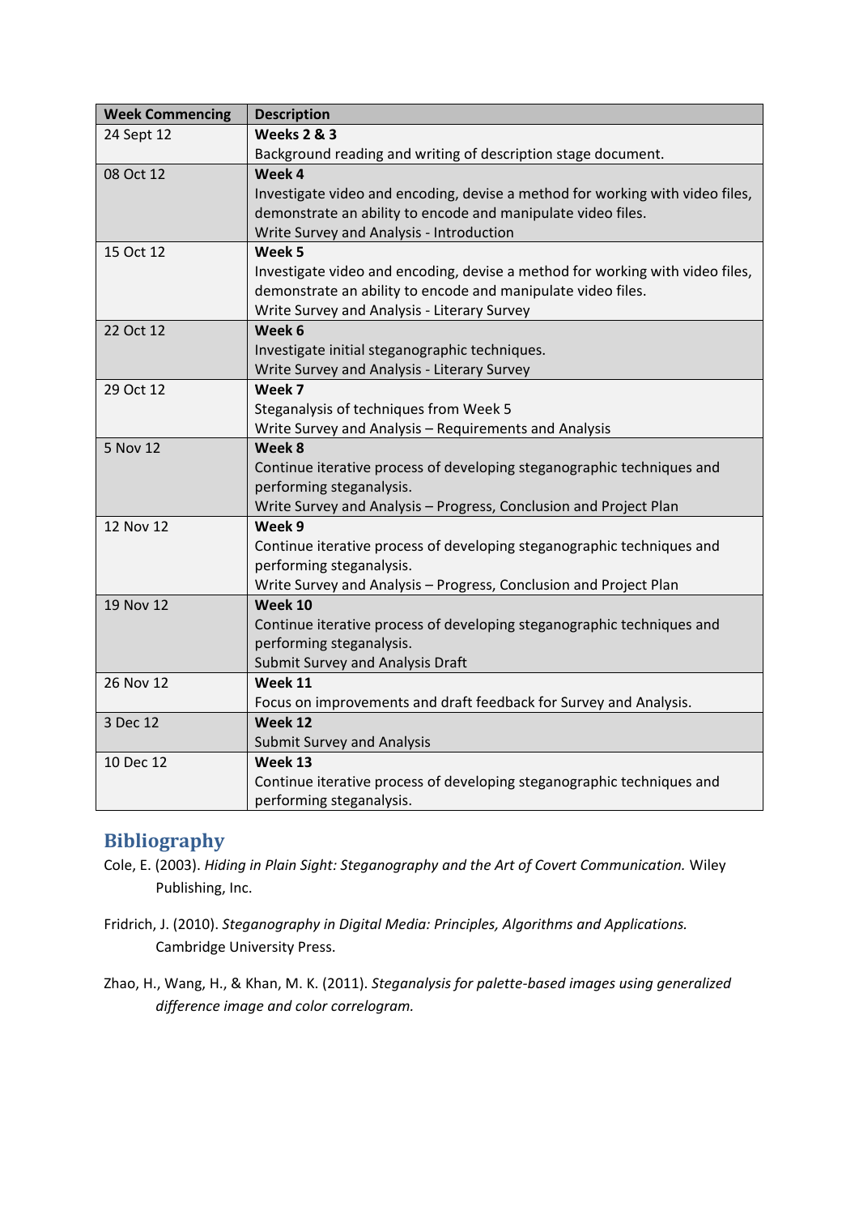| Week Commencing | Description |
|---|---|
| 24 Sept 12 | **Weeks 2 & 3**<br>Background reading and writing of description stage document. |
| 08 Oct 12 | **Week 4**<br>Investigate video and encoding, devise a method for working with video files, demonstrate an ability to encode and manipulate video files.<br>Write Survey and Analysis - Introduction |
| 15 Oct 12 | **Week 5**<br>Investigate video and encoding, devise a method for working with video files, demonstrate an ability to encode and manipulate video files.<br>Write Survey and Analysis - Literary Survey |
| 22 Oct 12 | **Week 6**<br>Investigate initial steganographic techniques.<br>Write Survey and Analysis - Literary Survey |
| 29 Oct 12 | **Week 7**<br>Steganalysis of techniques from Week 5<br>Write Survey and Analysis – Requirements and Analysis |
| 5 Nov 12 | **Week 8**<br>Continue iterative process of developing steganographic techniques and performing steganalysis.<br>Write Survey and Analysis – Progress, Conclusion and Project Plan |
| 12 Nov 12 | **Week 9**<br>Continue iterative process of developing steganographic techniques and performing steganalysis.<br>Write Survey and Analysis – Progress, Conclusion and Project Plan |
| 19 Nov 12 | **Week 10**<br>Continue iterative process of developing steganographic techniques and performing steganalysis.<br>Submit Survey and Analysis Draft |
| 26 Nov 12 | **Week 11**<br>Focus on improvements and draft feedback for Survey and Analysis. |
| 3 Dec 12 | **Week 12**<br>Submit Survey and Analysis |
| 10 Dec 12 | **Week 13**<br>Continue iterative process of developing steganographic techniques and performing steganalysis. |

## Bibliography

Cole, E. (2003). *Hiding in Plain Sight: Steganography and the Art of Covert Communication.* Wiley Publishing, Inc.

Fridrich, J. (2010). *Steganography in Digital Media: Principles, Algorithms and Applications.* Cambridge University Press.

Zhao, H., Wang, H., & Khan, M. K. (2011). *Steganalysis for palette-based images using generalized difference image and color correlogram.*